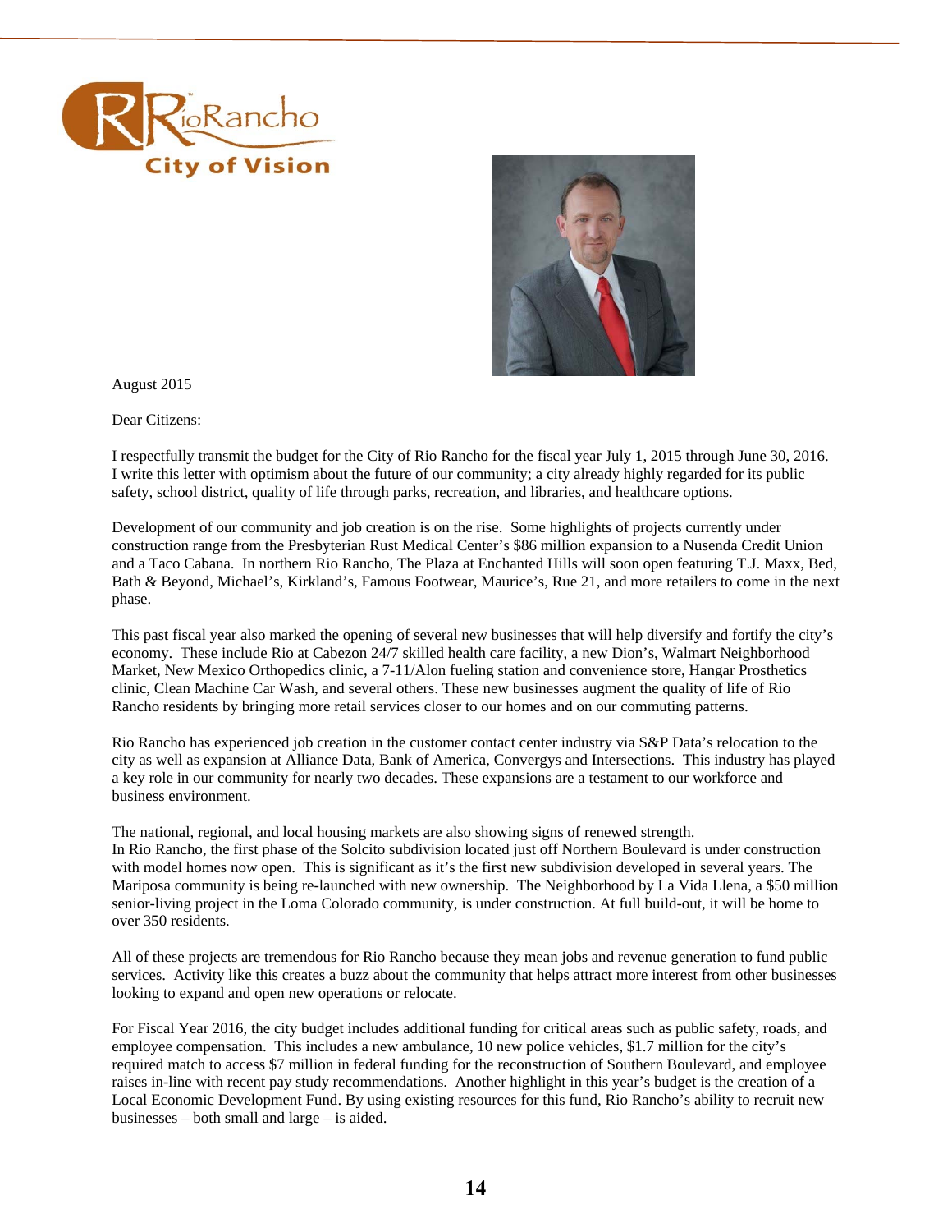August 2015

Dear Citizens:

I respectfully transmit the budget for the City of Rio Rancho for the fiscal year July 1, 2015 through June 30, 2016. I write this letter with optimism about the future of our community; a city already highly regarded for its public safety, school district, quality of life through parks, recreation, and libraries, and healthcare options.

Development of our community and job creation is on the rise. Some highlights of projects currently under construction range from the Presbyterian Rust Medical Center's $86 million expansion to a Nusenda Credit Union and a Taco Cabana. In northern Rio Rancho, The Plaza at Enchanted Hills will soon open featuring T.J. Maxx, Bed, Bath & Beyond, Michael's, Kirkland's, Famous Footwear, Maurice's, Rue 21, and more retailers to come in the next phase.

This past fiscal year also marked the opening of several new businesses that will help diversify and fortify the city's economy. These include Rio at Cabezon 24/7 skilled health care facility, a new Dion's, Walmart Neighborhood Market, New Mexico Orthopedics clinic, a 7-11/Alon fueling station and convenience store, Hangar Prosthetics clinic, Clean Machine Car Wash, and several others. These new businesses augment the quality of life of Rio Rancho residents by bringing more retail services closer to our homes and on our commuting patterns.

Rio Rancho has experienced job creation in the customer contact center industry via S&P Data's relocation to the city as well as expansion at Alliance Data, Bank of America, Convergys and Intersections. This industry has played a key role in our community for nearly two decades. These expansions are a testament to our workforce and business environment.

The national, regional, and local housing markets are also showing signs of renewed strength. In Rio Rancho, the first phase of the Solcito subdivision located just off Northern Boulevard is under construction with model homes now open. This is significant as it's the first new subdivision developed in several years. The Mariposa community is being re-launched with new ownership. The Neighborhood by La Vida Llena, a $50 million senior-living project in the Loma Colorado community, is under construction. At full build-out, it will be home to over 350 residents.

All of these projects are tremendous for Rio Rancho because they mean jobs and revenue generation to fund public services. Activity like this creates a buzz about the community that helps attract more interest from other businesses looking to expand and open new operations or relocate.

For Fiscal Year 2016, the city budget includes additional funding for critical areas such as public safety, roads, and employee compensation. This includes a new ambulance, 10 new police vehicles, $1.7 million for the city's required match to access $7 million in federal funding for the reconstruction of Southern Boulevard, and employee raises in-line with recent pay study recommendations. Another highlight in this year's budget is the creation of a Local Economic Development Fund. By using existing resources for this fund, Rio Rancho's ability to recruit new businesses – both small and large – is aided.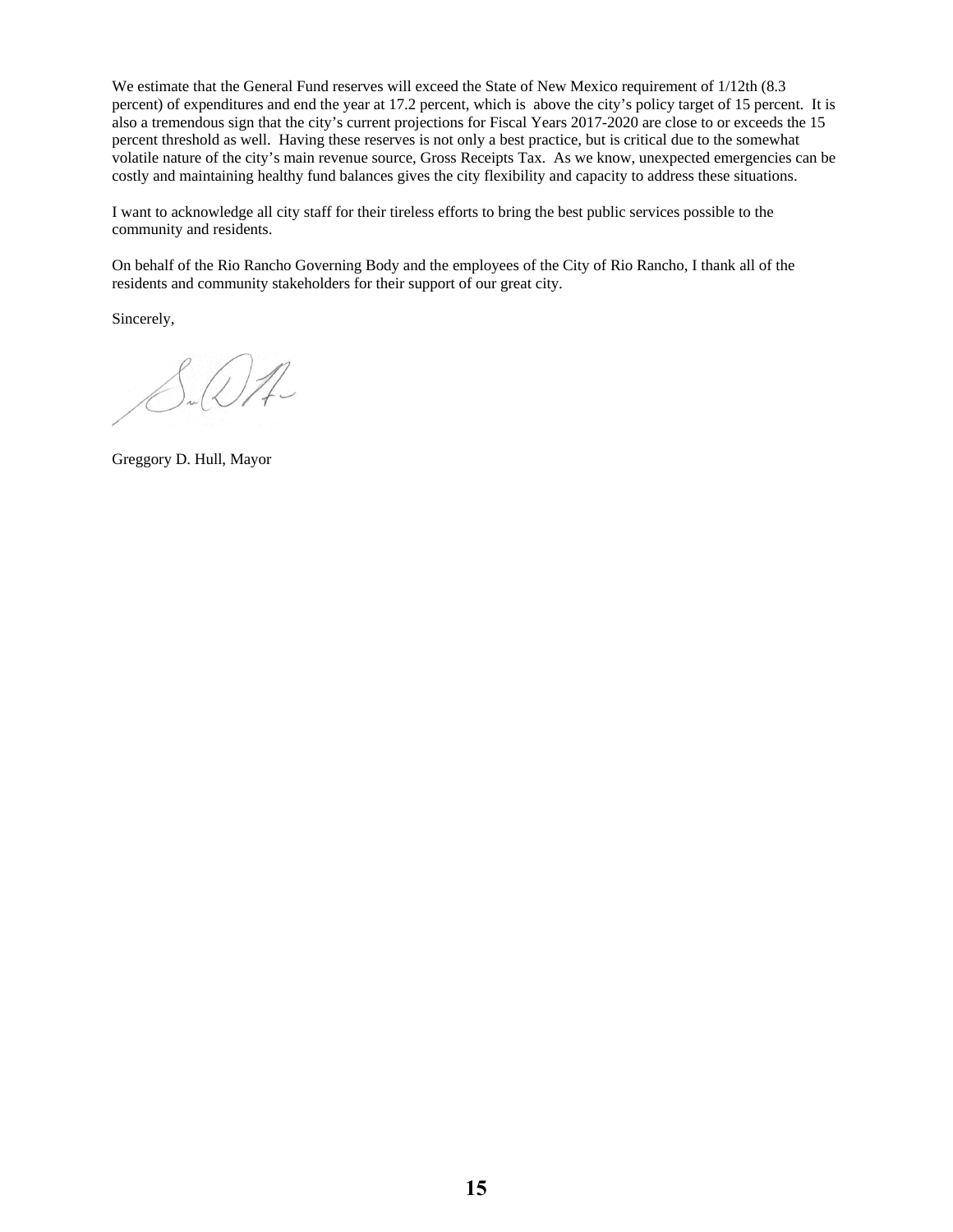We estimate that the General Fund reserves will exceed the State of New Mexico requirement of 1/12th (8.3 percent) of expenditures and end the year at 17.2 percent, which is above the city's policy target of 15 percent. It is also a tremendous sign that the city's current projections for Fiscal Years 2017-2020 are close to or exceeds the 15 percent threshold as well. Having these reserves is not only a best practice, but is critical due to the somewhat volatile nature of the city's main revenue source, Gross Receipts Tax. As we know, unexpected emergencies can be costly and maintaining healthy fund balances gives the city flexibility and capacity to address these situations.

I want to acknowledge all city staff for their tireless efforts to bring the best public services possible to the community and residents.

On behalf of the Rio Rancho Governing Body and the employees of the City of Rio Rancho, I thank all of the residents and community stakeholders for their support of our great city.

Sincerely,

Greggory D. Hull, Mayor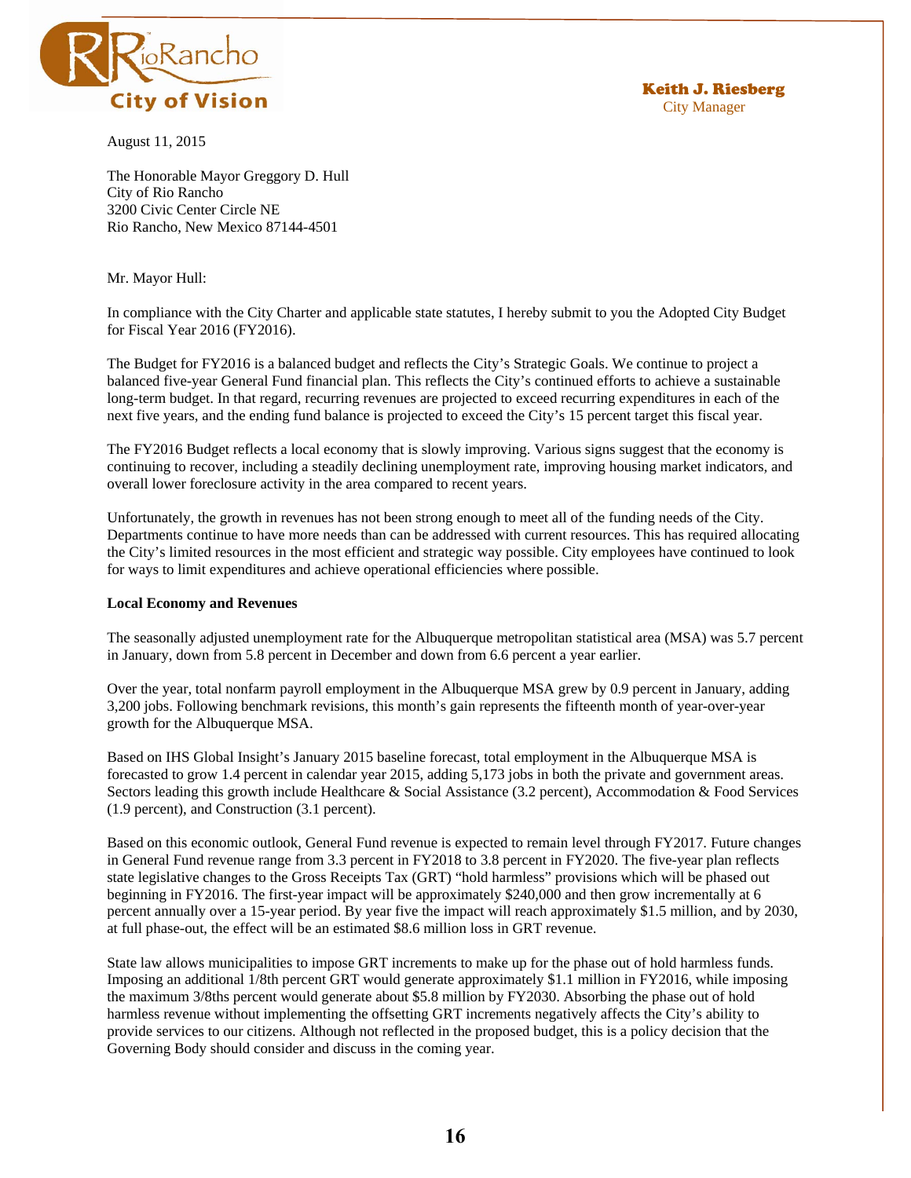RioRancho
City of Vision

**Keith J. Riesberg**
City Manager

August 11, 2015

The Honorable Mayor Greggory D. Hull
City of Rio Rancho
3200 Civic Center Circle NE
Rio Rancho, New Mexico 87144-4501

Mr. Mayor Hull:

In compliance with the City Charter and applicable state statutes, I hereby submit to you the Adopted City Budget for Fiscal Year 2016 (FY2016).

The Budget for FY2016 is a balanced budget and reflects the City's Strategic Goals. We continue to project a balanced five-year General Fund financial plan. This reflects the City's continued efforts to achieve a sustainable long-term budget. In that regard, recurring revenues are projected to exceed recurring expenditures in each of the next five years, and the ending fund balance is projected to exceed the City's 15 percent target this fiscal year.

The FY2016 Budget reflects a local economy that is slowly improving. Various signs suggest that the economy is continuing to recover, including a steadily declining unemployment rate, improving housing market indicators, and overall lower foreclosure activity in the area compared to recent years.

Unfortunately, the growth in revenues has not been strong enough to meet all of the funding needs of the City. Departments continue to have more needs than can be addressed with current resources. This has required allocating the City's limited resources in the most efficient and strategic way possible. City employees have continued to look for ways to limit expenditures and achieve operational efficiencies where possible.

**Local Economy and Revenues**

The seasonally adjusted unemployment rate for the Albuquerque metropolitan statistical area (MSA) was 5.7 percent in January, down from 5.8 percent in December and down from 6.6 percent a year earlier.

Over the year, total nonfarm payroll employment in the Albuquerque MSA grew by 0.9 percent in January, adding 3,200 jobs. Following benchmark revisions, this month's gain represents the fifteenth month of year-over-year growth for the Albuquerque MSA.

Based on IHS Global Insight's January 2015 baseline forecast, total employment in the Albuquerque MSA is forecasted to grow 1.4 percent in calendar year 2015, adding 5,173 jobs in both the private and government areas. Sectors leading this growth include Healthcare & Social Assistance (3.2 percent), Accommodation & Food Services (1.9 percent), and Construction (3.1 percent).

Based on this economic outlook, General Fund revenue is expected to remain level through FY2017. Future changes in General Fund revenue range from 3.3 percent in FY2018 to 3.8 percent in FY2020. The five-year plan reflects state legislative changes to the Gross Receipts Tax (GRT) "hold harmless" provisions which will be phased out beginning in FY2016. The first-year impact will be approximately $240,000 and then grow incrementally at 6 percent annually over a 15-year period. By year five the impact will reach approximately $1.5 million, and by 2030, at full phase-out, the effect will be an estimated $8.6 million loss in GRT revenue.

State law allows municipalities to impose GRT increments to make up for the phase out of hold harmless funds. Imposing an additional 1/8th percent GRT would generate approximately $1.1 million in FY2016, while imposing the maximum 3/8ths percent would generate about $5.8 million by FY2030. Absorbing the phase out of hold harmless revenue without implementing the offsetting GRT increments negatively affects the City's ability to provide services to our citizens. Although not reflected in the proposed budget, this is a policy decision that the Governing Body should consider and discuss in the coming year.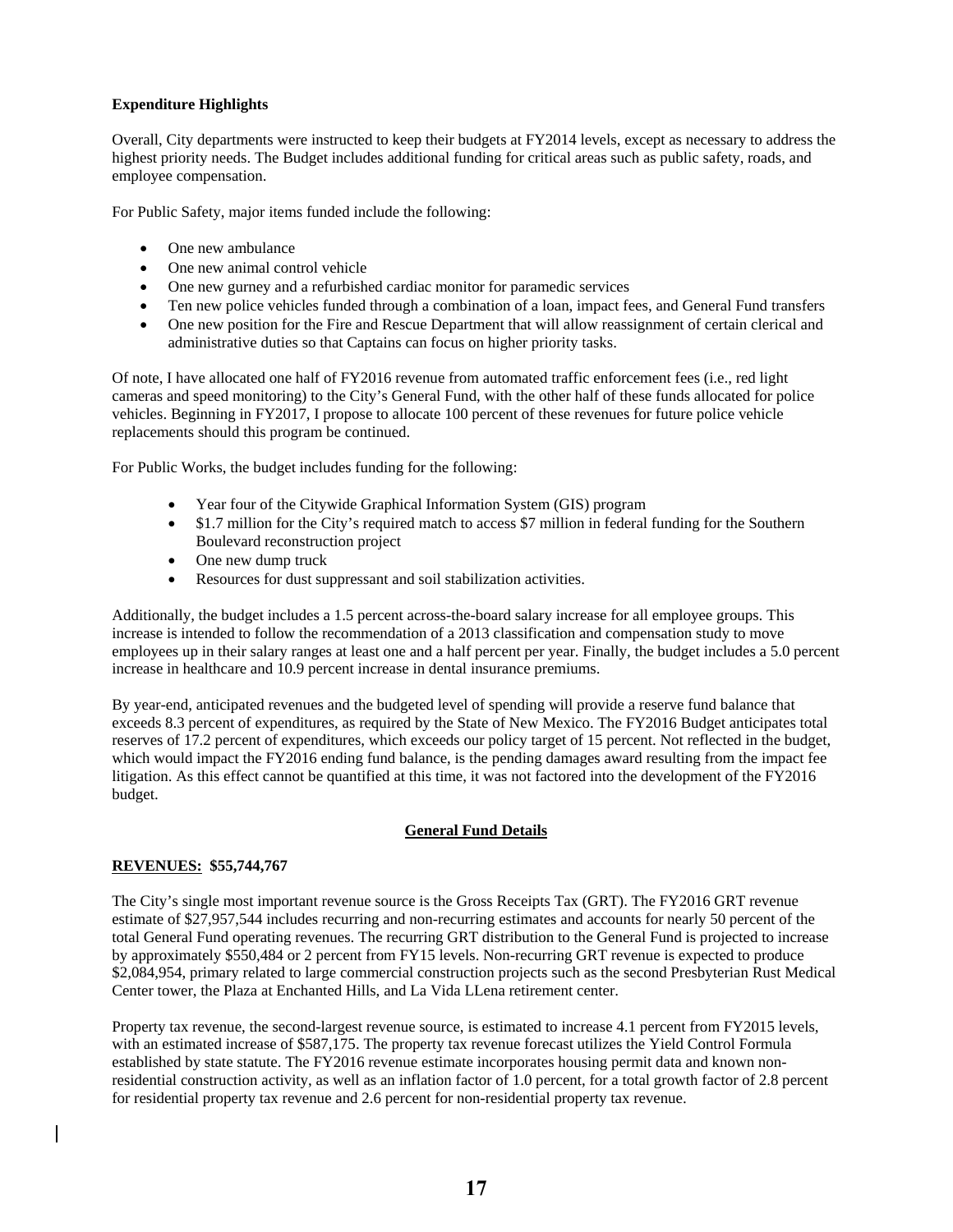**Expenditure Highlights**

Overall, City departments were instructed to keep their budgets at FY2014 levels, except as necessary to address the highest priority needs. The Budget includes additional funding for critical areas such as public safety, roads, and employee compensation.

For Public Safety, major items funded include the following:

- One new ambulance
- One new animal control vehicle
- One new gurney and a refurbished cardiac monitor for paramedic services
- Ten new police vehicles funded through a combination of a loan, impact fees, and General Fund transfers
- One new position for the Fire and Rescue Department that will allow reassignment of certain clerical and administrative duties so that Captains can focus on higher priority tasks.

Of note, I have allocated one half of FY2016 revenue from automated traffic enforcement fees (i.e., red light cameras and speed monitoring) to the City's General Fund, with the other half of these funds allocated for police vehicles. Beginning in FY2017, I propose to allocate 100 percent of these revenues for future police vehicle replacements should this program be continued.

For Public Works, the budget includes funding for the following:

- Year four of the Citywide Graphical Information System (GIS) program
- \$1.7 million for the City's required match to access \$7 million in federal funding for the Southern Boulevard reconstruction project
- One new dump truck
- Resources for dust suppressant and soil stabilization activities.

Additionally, the budget includes a 1.5 percent across-the-board salary increase for all employee groups. This increase is intended to follow the recommendation of a 2013 classification and compensation study to move employees up in their salary ranges at least one and a half percent per year. Finally, the budget includes a 5.0 percent increase in healthcare and 10.9 percent increase in dental insurance premiums.

By year-end, anticipated revenues and the budgeted level of spending will provide a reserve fund balance that exceeds 8.3 percent of expenditures, as required by the State of New Mexico. The FY2016 Budget anticipates total reserves of 17.2 percent of expenditures, which exceeds our policy target of 15 percent. Not reflected in the budget, which would impact the FY2016 ending fund balance, is the pending damages award resulting from the impact fee litigation. As this effect cannot be quantified at this time, it was not factored into the development of the FY2016 budget.

## General Fund Details

**REVENUES: \$55,744,767**

The City's single most important revenue source is the Gross Receipts Tax (GRT). The FY2016 GRT revenue estimate of \$27,957,544 includes recurring and non-recurring estimates and accounts for nearly 50 percent of the total General Fund operating revenues. The recurring GRT distribution to the General Fund is projected to increase by approximately \$550,484 or 2 percent from FY15 levels. Non-recurring GRT revenue is expected to produce \$2,084,954, primary related to large commercial construction projects such as the second Presbyterian Rust Medical Center tower, the Plaza at Enchanted Hills, and La Vida LLena retirement center.

Property tax revenue, the second-largest revenue source, is estimated to increase 4.1 percent from FY2015 levels, with an estimated increase of \$587,175. The property tax revenue forecast utilizes the Yield Control Formula established by state statute. The FY2016 revenue estimate incorporates housing permit data and known non-residential construction activity, as well as an inflation factor of 1.0 percent, for a total growth factor of 2.8 percent for residential property tax revenue and 2.6 percent for non-residential property tax revenue.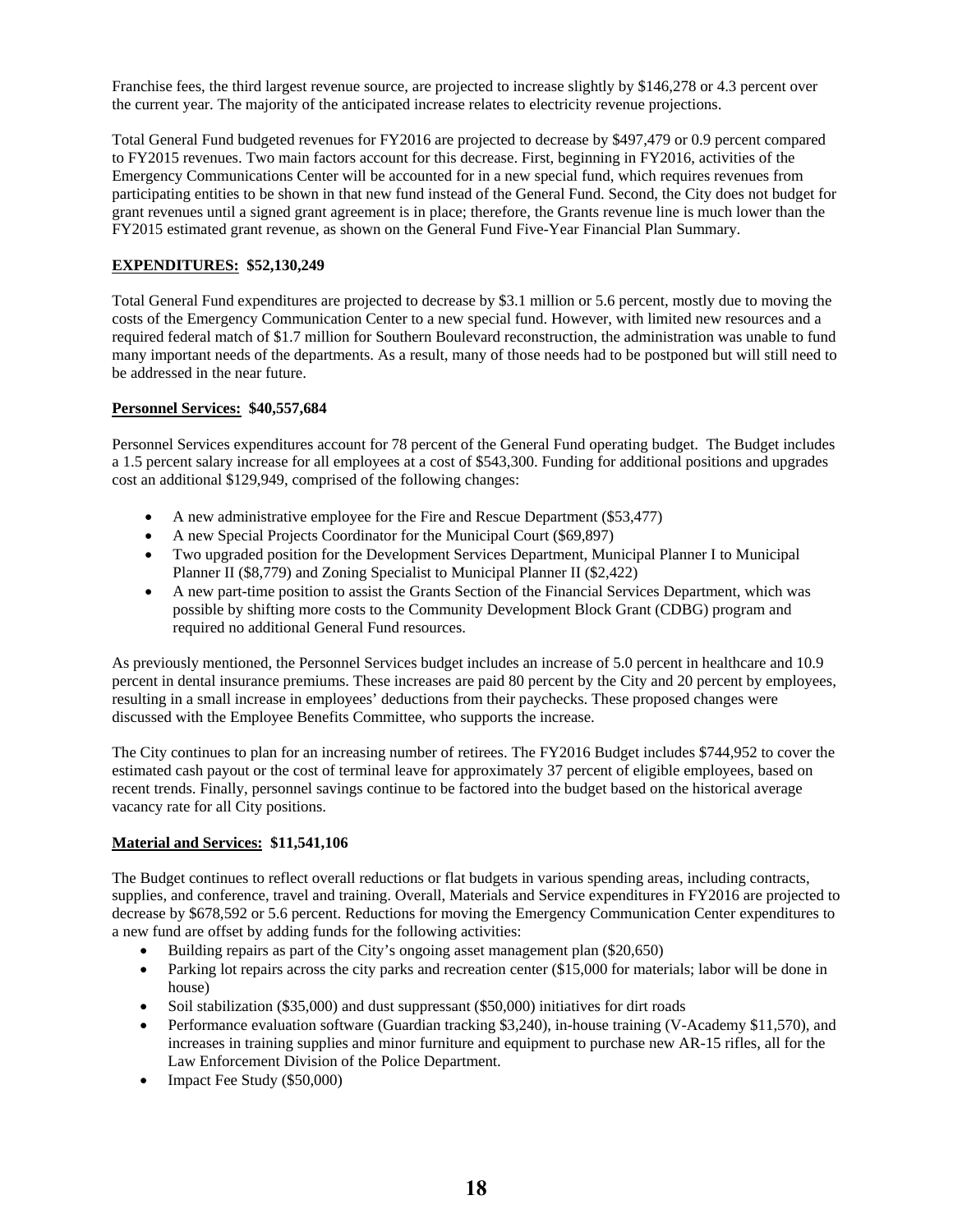Franchise fees, the third largest revenue source, are projected to increase slightly by $146,278 or 4.3 percent over the current year. The majority of the anticipated increase relates to electricity revenue projections.

Total General Fund budgeted revenues for FY2016 are projected to decrease by $497,479 or 0.9 percent compared to FY2015 revenues. Two main factors account for this decrease. First, beginning in FY2016, activities of the Emergency Communications Center will be accounted for in a new special fund, which requires revenues from participating entities to be shown in that new fund instead of the General Fund. Second, the City does not budget for grant revenues until a signed grant agreement is in place; therefore, the Grants revenue line is much lower than the FY2015 estimated grant revenue, as shown on the General Fund Five-Year Financial Plan Summary.

**EXPENDITURES: $52,130,249**

Total General Fund expenditures are projected to decrease by $3.1 million or 5.6 percent, mostly due to moving the costs of the Emergency Communication Center to a new special fund. However, with limited new resources and a required federal match of $1.7 million for Southern Boulevard reconstruction, the administration was unable to fund many important needs of the departments. As a result, many of those needs had to be postponed but will still need to be addressed in the near future.

**Personnel Services: $40,557,684**

Personnel Services expenditures account for 78 percent of the General Fund operating budget. The Budget includes a 1.5 percent salary increase for all employees at a cost of $543,300. Funding for additional positions and upgrades cost an additional $129,949, comprised of the following changes:

- A new administrative employee for the Fire and Rescue Department ($53,477)
- A new Special Projects Coordinator for the Municipal Court ($69,897)
- Two upgraded position for the Development Services Department, Municipal Planner I to Municipal Planner II ($8,779) and Zoning Specialist to Municipal Planner II ($2,422)
- A new part-time position to assist the Grants Section of the Financial Services Department, which was possible by shifting more costs to the Community Development Block Grant (CDBG) program and required no additional General Fund resources.

As previously mentioned, the Personnel Services budget includes an increase of 5.0 percent in healthcare and 10.9 percent in dental insurance premiums. These increases are paid 80 percent by the City and 20 percent by employees, resulting in a small increase in employees' deductions from their paychecks. These proposed changes were discussed with the Employee Benefits Committee, who supports the increase.

The City continues to plan for an increasing number of retirees. The FY2016 Budget includes $744,952 to cover the estimated cash payout or the cost of terminal leave for approximately 37 percent of eligible employees, based on recent trends. Finally, personnel savings continue to be factored into the budget based on the historical average vacancy rate for all City positions.

**Material and Services: $11,541,106**

The Budget continues to reflect overall reductions or flat budgets in various spending areas, including contracts, supplies, and conference, travel and training. Overall, Materials and Service expenditures in FY2016 are projected to decrease by $678,592 or 5.6 percent. Reductions for moving the Emergency Communication Center expenditures to a new fund are offset by adding funds for the following activities:

- Building repairs as part of the City's ongoing asset management plan ($20,650)
- Parking lot repairs across the city parks and recreation center ($15,000 for materials; labor will be done in house)
- Soil stabilization ($35,000) and dust suppressant ($50,000) initiatives for dirt roads
- Performance evaluation software (Guardian tracking $3,240), in-house training (V-Academy $11,570), and increases in training supplies and minor furniture and equipment to purchase new AR-15 rifles, all for the Law Enforcement Division of the Police Department.
- Impact Fee Study ($50,000)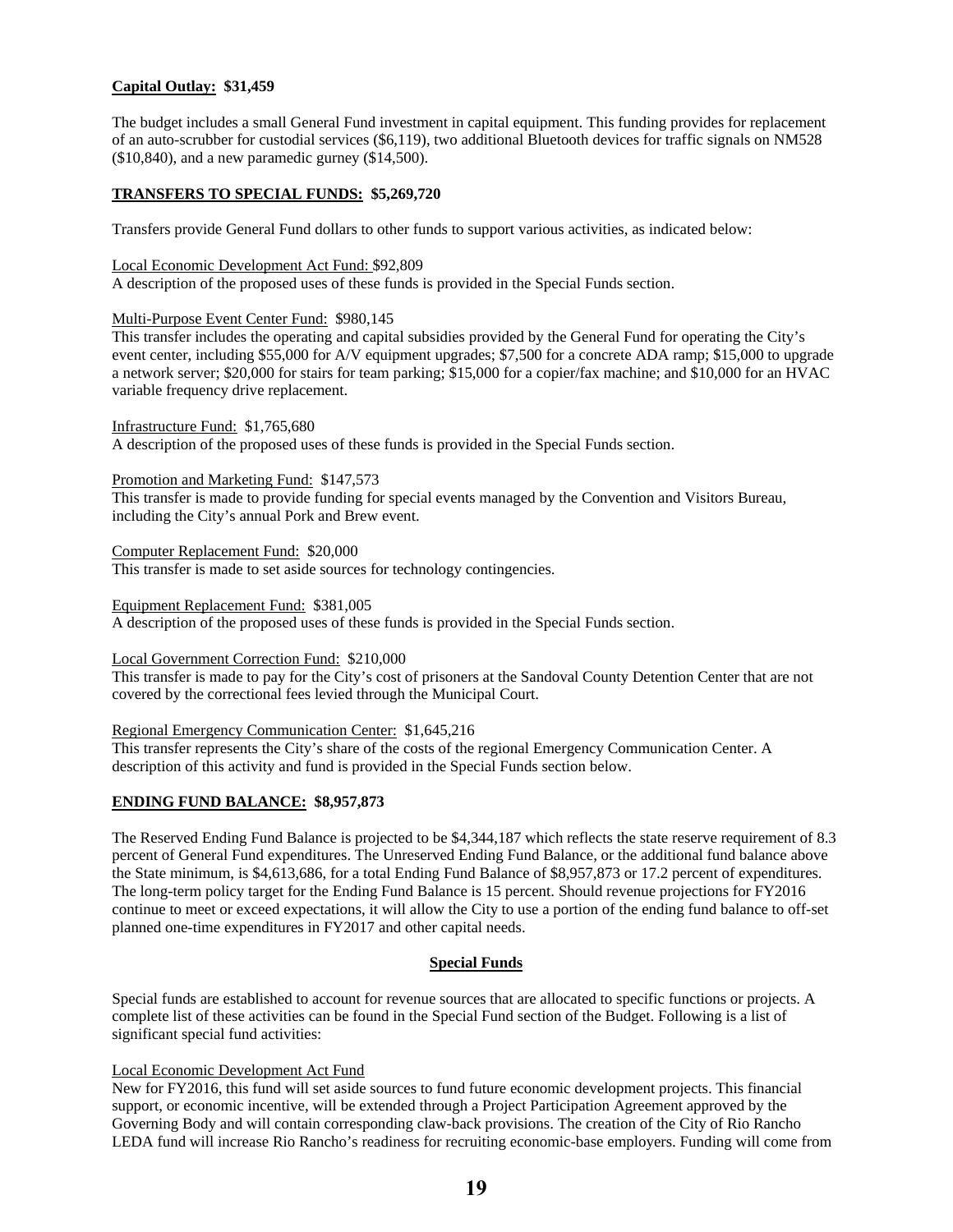**Capital Outlay: $31,459**

The budget includes a small General Fund investment in capital equipment. This funding provides for replacement of an auto-scrubber for custodial services ($6,119), two additional Bluetooth devices for traffic signals on NM528 ($10,840), and a new paramedic gurney ($14,500).

**TRANSFERS TO SPECIAL FUNDS: $5,269,720**

Transfers provide General Fund dollars to other funds to support various activities, as indicated below:

Local Economic Development Act Fund: $92,809
A description of the proposed uses of these funds is provided in the Special Funds section.

Multi-Purpose Event Center Fund: $980,145
This transfer includes the operating and capital subsidies provided by the General Fund for operating the City's event center, including $55,000 for A/V equipment upgrades; $7,500 for a concrete ADA ramp; $15,000 to upgrade a network server; $20,000 for stairs for team parking; $15,000 for a copier/fax machine; and $10,000 for an HVAC variable frequency drive replacement.

Infrastructure Fund: $1,765,680
A description of the proposed uses of these funds is provided in the Special Funds section.

Promotion and Marketing Fund: $147,573
This transfer is made to provide funding for special events managed by the Convention and Visitors Bureau, including the City's annual Pork and Brew event.

Computer Replacement Fund: $20,000
This transfer is made to set aside sources for technology contingencies.

Equipment Replacement Fund: $381,005
A description of the proposed uses of these funds is provided in the Special Funds section.

Local Government Correction Fund: $210,000
This transfer is made to pay for the City's cost of prisoners at the Sandoval County Detention Center that are not covered by the correctional fees levied through the Municipal Court.

Regional Emergency Communication Center: $1,645,216
This transfer represents the City's share of the costs of the regional Emergency Communication Center. A description of this activity and fund is provided in the Special Funds section below.

**ENDING FUND BALANCE: $8,957,873**

The Reserved Ending Fund Balance is projected to be $4,344,187 which reflects the state reserve requirement of 8.3 percent of General Fund expenditures. The Unreserved Ending Fund Balance, or the additional fund balance above the State minimum, is $4,613,686, for a total Ending Fund Balance of $8,957,873 or 17.2 percent of expenditures. The long-term policy target for the Ending Fund Balance is 15 percent. Should revenue projections for FY2016 continue to meet or exceed expectations, it will allow the City to use a portion of the ending fund balance to off-set planned one-time expenditures in FY2017 and other capital needs.

## Special Funds

Special funds are established to account for revenue sources that are allocated to specific functions or projects. A complete list of these activities can be found in the Special Fund section of the Budget. Following is a list of significant special fund activities:

Local Economic Development Act Fund
New for FY2016, this fund will set aside sources to fund future economic development projects. This financial support, or economic incentive, will be extended through a Project Participation Agreement approved by the Governing Body and will contain corresponding claw-back provisions. The creation of the City of Rio Rancho LEDA fund will increase Rio Rancho's readiness for recruiting economic-base employers. Funding will come from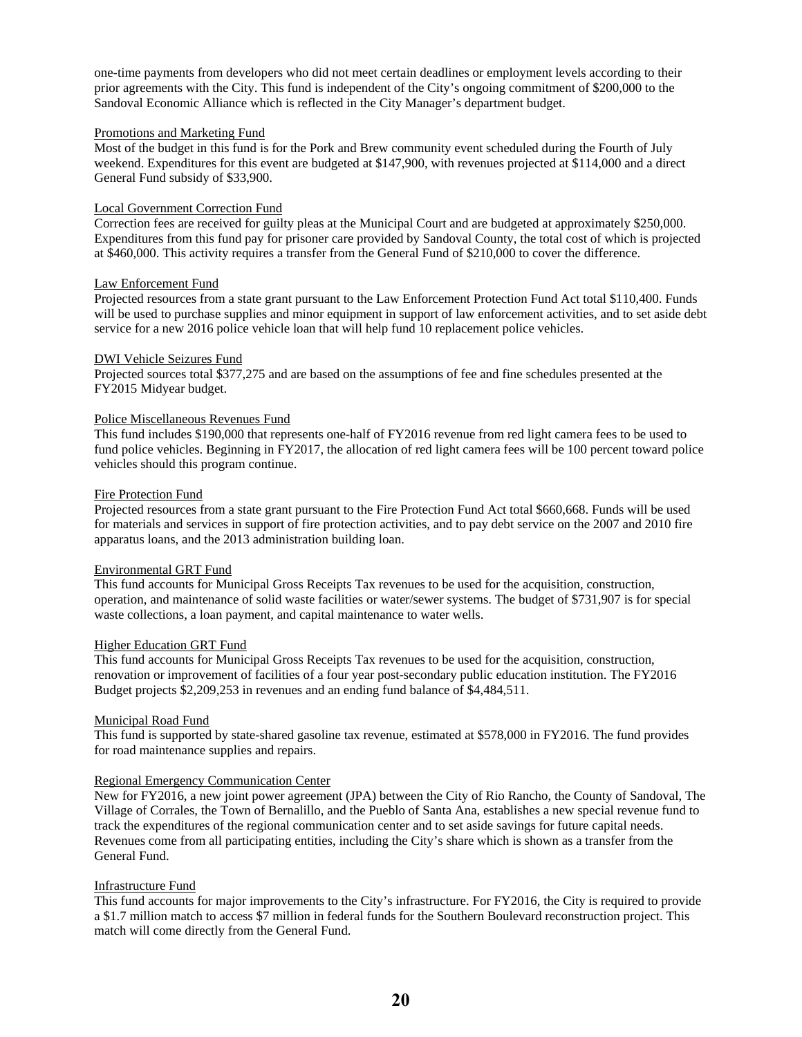one-time payments from developers who did not meet certain deadlines or employment levels according to their prior agreements with the City. This fund is independent of the City's ongoing commitment of $200,000 to the Sandoval Economic Alliance which is reflected in the City Manager's department budget.

<u>Promotions and Marketing Fund</u>
Most of the budget in this fund is for the Pork and Brew community event scheduled during the Fourth of July weekend. Expenditures for this event are budgeted at $147,900, with revenues projected at $114,000 and a direct General Fund subsidy of $33,900.

<u>Local Government Correction Fund</u>
Correction fees are received for guilty pleas at the Municipal Court and are budgeted at approximately $250,000. Expenditures from this fund pay for prisoner care provided by Sandoval County, the total cost of which is projected at $460,000. This activity requires a transfer from the General Fund of $210,000 to cover the difference.

<u>Law Enforcement Fund</u>
Projected resources from a state grant pursuant to the Law Enforcement Protection Fund Act total $110,400. Funds will be used to purchase supplies and minor equipment in support of law enforcement activities, and to set aside debt service for a new 2016 police vehicle loan that will help fund 10 replacement police vehicles.

<u>DWI Vehicle Seizures Fund</u>
Projected sources total $377,275 and are based on the assumptions of fee and fine schedules presented at the FY2015 Midyear budget.

<u>Police Miscellaneous Revenues Fund</u>
This fund includes $190,000 that represents one-half of FY2016 revenue from red light camera fees to be used to fund police vehicles. Beginning in FY2017, the allocation of red light camera fees will be 100 percent toward police vehicles should this program continue.

<u>Fire Protection Fund</u>
Projected resources from a state grant pursuant to the Fire Protection Fund Act total $660,668. Funds will be used for materials and services in support of fire protection activities, and to pay debt service on the 2007 and 2010 fire apparatus loans, and the 2013 administration building loan.

<u>Environmental GRT Fund</u>
This fund accounts for Municipal Gross Receipts Tax revenues to be used for the acquisition, construction, operation, and maintenance of solid waste facilities or water/sewer systems. The budget of $731,907 is for special waste collections, a loan payment, and capital maintenance to water wells.

<u>Higher Education GRT Fund</u>
This fund accounts for Municipal Gross Receipts Tax revenues to be used for the acquisition, construction, renovation or improvement of facilities of a four year post-secondary public education institution. The FY2016 Budget projects $2,209,253 in revenues and an ending fund balance of $4,484,511.

<u>Municipal Road Fund</u>
This fund is supported by state-shared gasoline tax revenue, estimated at $578,000 in FY2016. The fund provides for road maintenance supplies and repairs.

<u>Regional Emergency Communication Center</u>
New for FY2016, a new joint power agreement (JPA) between the City of Rio Rancho, the County of Sandoval, The Village of Corrales, the Town of Bernalillo, and the Pueblo of Santa Ana, establishes a new special revenue fund to track the expenditures of the regional communication center and to set aside savings for future capital needs. Revenues come from all participating entities, including the City's share which is shown as a transfer from the General Fund.

<u>Infrastructure Fund</u>
This fund accounts for major improvements to the City's infrastructure. For FY2016, the City is required to provide a $1.7 million match to access $7 million in federal funds for the Southern Boulevard reconstruction project. This match will come directly from the General Fund.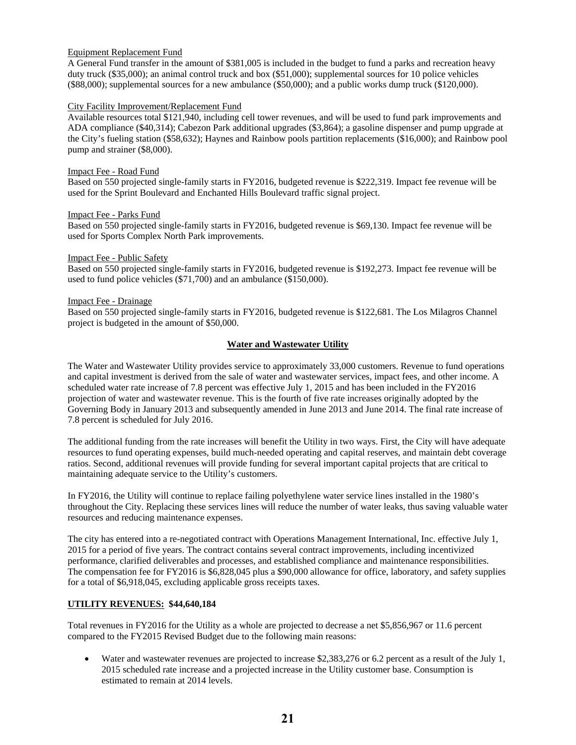Equipment Replacement Fund

A General Fund transfer in the amount of $381,005 is included in the budget to fund a parks and recreation heavy duty truck ($35,000); an animal control truck and box ($51,000); supplemental sources for 10 police vehicles ($88,000); supplemental sources for a new ambulance ($50,000); and a public works dump truck ($120,000).

City Facility Improvement/Replacement Fund

Available resources total $121,940, including cell tower revenues, and will be used to fund park improvements and ADA compliance ($40,314); Cabezon Park additional upgrades ($3,864); a gasoline dispenser and pump upgrade at the City's fueling station ($58,632); Haynes and Rainbow pools partition replacements ($16,000); and Rainbow pool pump and strainer ($8,000).

Impact Fee - Road Fund

Based on 550 projected single-family starts in FY2016, budgeted revenue is $222,319. Impact fee revenue will be used for the Sprint Boulevard and Enchanted Hills Boulevard traffic signal project.

Impact Fee - Parks Fund

Based on 550 projected single-family starts in FY2016, budgeted revenue is $69,130. Impact fee revenue will be used for Sports Complex North Park improvements.

Impact Fee - Public Safety

Based on 550 projected single-family starts in FY2016, budgeted revenue is $192,273. Impact fee revenue will be used to fund police vehicles ($71,700) and an ambulance ($150,000).

Impact Fee - Drainage

Based on 550 projected single-family starts in FY2016, budgeted revenue is $122,681. The Los Milagros Channel project is budgeted in the amount of $50,000.

## Water and Wastewater Utility

The Water and Wastewater Utility provides service to approximately 33,000 customers. Revenue to fund operations and capital investment is derived from the sale of water and wastewater services, impact fees, and other income. A scheduled water rate increase of 7.8 percent was effective July 1, 2015 and has been included in the FY2016 projection of water and wastewater revenue. This is the fourth of five rate increases originally adopted by the Governing Body in January 2013 and subsequently amended in June 2013 and June 2014. The final rate increase of 7.8 percent is scheduled for July 2016.

The additional funding from the rate increases will benefit the Utility in two ways. First, the City will have adequate resources to fund operating expenses, build much-needed operating and capital reserves, and maintain debt coverage ratios. Second, additional revenues will provide funding for several important capital projects that are critical to maintaining adequate service to the Utility's customers.

In FY2016, the Utility will continue to replace failing polyethylene water service lines installed in the 1980's throughout the City. Replacing these services lines will reduce the number of water leaks, thus saving valuable water resources and reducing maintenance expenses.

The city has entered into a re-negotiated contract with Operations Management International, Inc. effective July 1, 2015 for a period of five years. The contract contains several contract improvements, including incentivized performance, clarified deliverables and processes, and established compliance and maintenance responsibilities. The compensation fee for FY2016 is $6,828,045 plus a $90,000 allowance for office, laboratory, and safety supplies for a total of $6,918,045, excluding applicable gross receipts taxes.

**UTILITY REVENUES: $44,640,184**

Total revenues in FY2016 for the Utility as a whole are projected to decrease a net $5,856,967 or 11.6 percent compared to the FY2015 Revised Budget due to the following main reasons:

- Water and wastewater revenues are projected to increase $2,383,276 or 6.2 percent as a result of the July 1, 2015 scheduled rate increase and a projected increase in the Utility customer base. Consumption is estimated to remain at 2014 levels.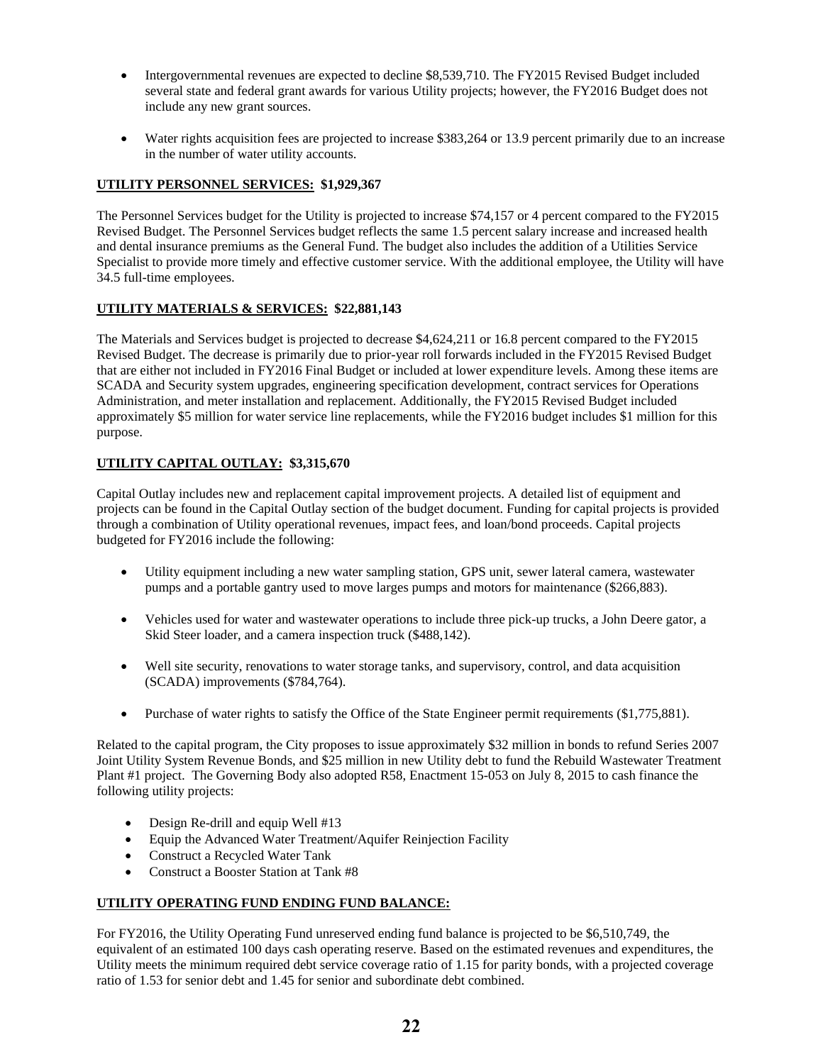- Intergovernmental revenues are expected to decline $8,539,710. The FY2015 Revised Budget included several state and federal grant awards for various Utility projects; however, the FY2016 Budget does not include any new grant sources.
- Water rights acquisition fees are projected to increase $383,264 or 13.9 percent primarily due to an increase in the number of water utility accounts.

**UTILITY PERSONNEL SERVICES: $1,929,367**

The Personnel Services budget for the Utility is projected to increase $74,157 or 4 percent compared to the FY2015 Revised Budget. The Personnel Services budget reflects the same 1.5 percent salary increase and increased health and dental insurance premiums as the General Fund. The budget also includes the addition of a Utilities Service Specialist to provide more timely and effective customer service. With the additional employee, the Utility will have 34.5 full-time employees.

**UTILITY MATERIALS & SERVICES: $22,881,143**

The Materials and Services budget is projected to decrease $4,624,211 or 16.8 percent compared to the FY2015 Revised Budget. The decrease is primarily due to prior-year roll forwards included in the FY2015 Revised Budget that are either not included in FY2016 Final Budget or included at lower expenditure levels. Among these items are SCADA and Security system upgrades, engineering specification development, contract services for Operations Administration, and meter installation and replacement. Additionally, the FY2015 Revised Budget included approximately $5 million for water service line replacements, while the FY2016 budget includes $1 million for this purpose.

**UTILITY CAPITAL OUTLAY: $3,315,670**

Capital Outlay includes new and replacement capital improvement projects. A detailed list of equipment and projects can be found in the Capital Outlay section of the budget document. Funding for capital projects is provided through a combination of Utility operational revenues, impact fees, and loan/bond proceeds. Capital projects budgeted for FY2016 include the following:

- Utility equipment including a new water sampling station, GPS unit, sewer lateral camera, wastewater pumps and a portable gantry used to move larges pumps and motors for maintenance ($266,883).
- Vehicles used for water and wastewater operations to include three pick-up trucks, a John Deere gator, a Skid Steer loader, and a camera inspection truck ($488,142).
- Well site security, renovations to water storage tanks, and supervisory, control, and data acquisition (SCADA) improvements ($784,764).
- Purchase of water rights to satisfy the Office of the State Engineer permit requirements ($1,775,881).

Related to the capital program, the City proposes to issue approximately $32 million in bonds to refund Series 2007 Joint Utility System Revenue Bonds, and $25 million in new Utility debt to fund the Rebuild Wastewater Treatment Plant #1 project. The Governing Body also adopted R58, Enactment 15-053 on July 8, 2015 to cash finance the following utility projects:

- Design Re-drill and equip Well #13
- Equip the Advanced Water Treatment/Aquifer Reinjection Facility
- Construct a Recycled Water Tank
- Construct a Booster Station at Tank #8

**UTILITY OPERATING FUND ENDING FUND BALANCE:**

For FY2016, the Utility Operating Fund unreserved ending fund balance is projected to be $6,510,749, the equivalent of an estimated 100 days cash operating reserve. Based on the estimated revenues and expenditures, the Utility meets the minimum required debt service coverage ratio of 1.15 for parity bonds, with a projected coverage ratio of 1.53 for senior debt and 1.45 for senior and subordinate debt combined.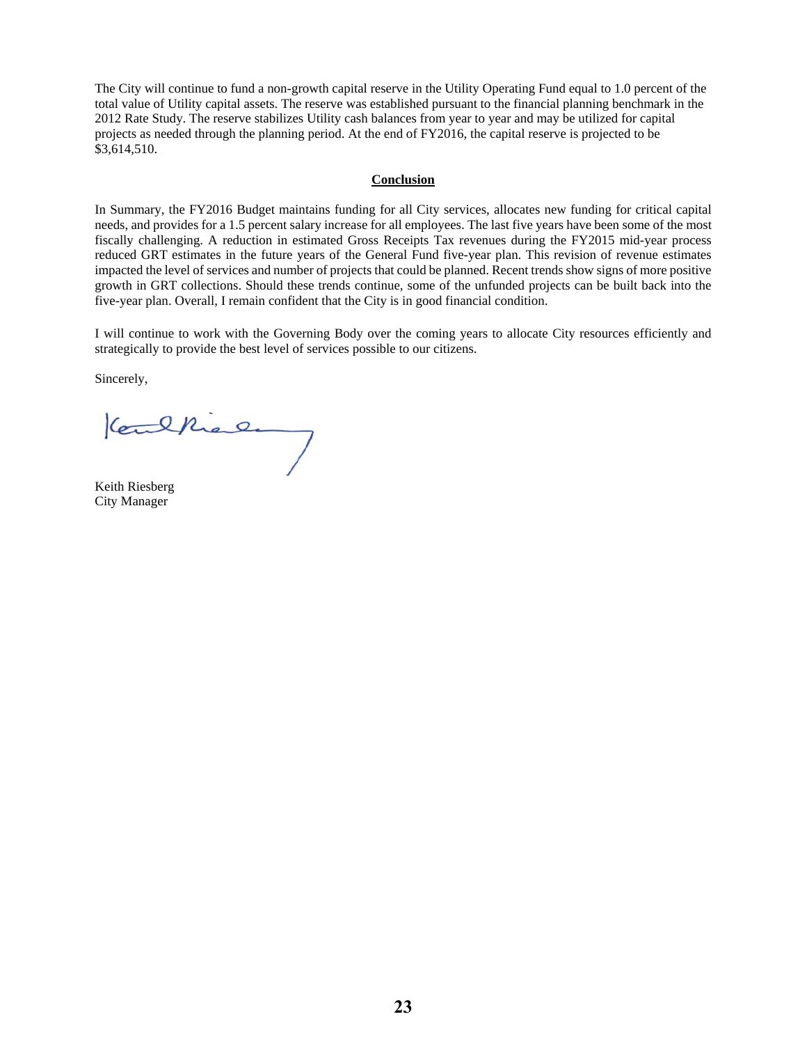The City will continue to fund a non-growth capital reserve in the Utility Operating Fund equal to 1.0 percent of the total value of Utility capital assets. The reserve was established pursuant to the financial planning benchmark in the 2012 Rate Study. The reserve stabilizes Utility cash balances from year to year and may be utilized for capital projects as needed through the planning period. At the end of FY2016, the capital reserve is projected to be $3,614,510.

## Conclusion

In Summary, the FY2016 Budget maintains funding for all City services, allocates new funding for critical capital needs, and provides for a 1.5 percent salary increase for all employees. The last five years have been some of the most fiscally challenging. A reduction in estimated Gross Receipts Tax revenues during the FY2015 mid-year process reduced GRT estimates in the future years of the General Fund five-year plan. This revision of revenue estimates impacted the level of services and number of projects that could be planned. Recent trends show signs of more positive growth in GRT collections. Should these trends continue, some of the unfunded projects can be built back into the five-year plan. Overall, I remain confident that the City is in good financial condition.

I will continue to work with the Governing Body over the coming years to allocate City resources efficiently and strategically to provide the best level of services possible to our citizens.

Sincerely,

Keith Riesberg
City Manager